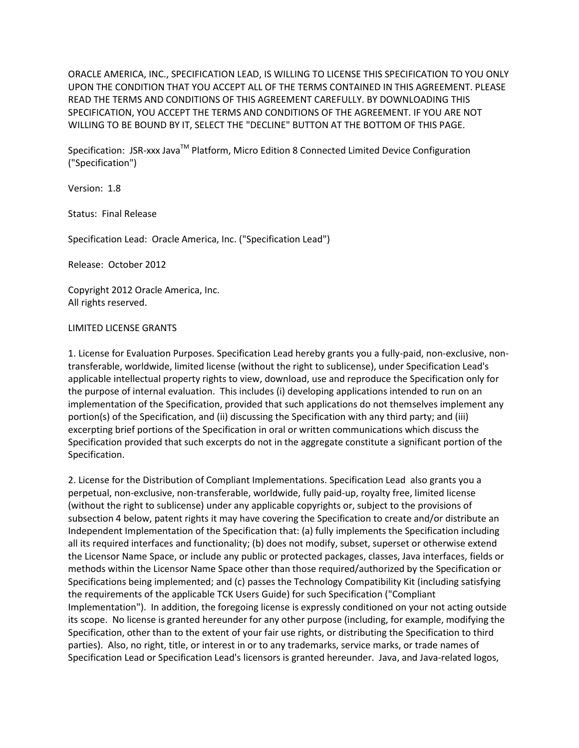ORACLE AMERICA, INC., SPECIFICATION LEAD, IS WILLING TO LICENSE THIS SPECIFICATION TO YOU ONLY UPON THE CONDITION THAT YOU ACCEPT ALL OF THE TERMS CONTAINED IN THIS AGREEMENT. PLEASE READ THE TERMS AND CONDITIONS OF THIS AGREEMENT CAREFULLY. BY DOWNLOADING THIS SPECIFICATION, YOU ACCEPT THE TERMS AND CONDITIONS OF THE AGREEMENT. IF YOU ARE NOT WILLING TO BE BOUND BY IT, SELECT THE "DECLINE" BUTTON AT THE BOTTOM OF THIS PAGE.

Specification: JSR-xxx Java™ Platform, Micro Edition 8 Connected Limited Device Configuration ("Specification")

Version: 1.8

Status: Final Release

Specification Lead: Oracle America, Inc. ("Specification Lead")

Release: October 2012

Copyright 2012 Oracle America, Inc.
All rights reserved.

LIMITED LICENSE GRANTS

1. License for Evaluation Purposes. Specification Lead hereby grants you a fully-paid, non-exclusive, non-transferable, worldwide, limited license (without the right to sublicense), under Specification Lead's applicable intellectual property rights to view, download, use and reproduce the Specification only for the purpose of internal evaluation. This includes (i) developing applications intended to run on an implementation of the Specification, provided that such applications do not themselves implement any portion(s) of the Specification, and (ii) discussing the Specification with any third party; and (iii) excerpting brief portions of the Specification in oral or written communications which discuss the Specification provided that such excerpts do not in the aggregate constitute a significant portion of the Specification.

2. License for the Distribution of Compliant Implementations. Specification Lead also grants you a perpetual, non-exclusive, non-transferable, worldwide, fully paid-up, royalty free, limited license (without the right to sublicense) under any applicable copyrights or, subject to the provisions of subsection 4 below, patent rights it may have covering the Specification to create and/or distribute an Independent Implementation of the Specification that: (a) fully implements the Specification including all its required interfaces and functionality; (b) does not modify, subset, superset or otherwise extend the Licensor Name Space, or include any public or protected packages, classes, Java interfaces, fields or methods within the Licensor Name Space other than those required/authorized by the Specification or Specifications being implemented; and (c) passes the Technology Compatibility Kit (including satisfying the requirements of the applicable TCK Users Guide) for such Specification ("Compliant Implementation"). In addition, the foregoing license is expressly conditioned on your not acting outside its scope. No license is granted hereunder for any other purpose (including, for example, modifying the Specification, other than to the extent of your fair use rights, or distributing the Specification to third parties). Also, no right, title, or interest in or to any trademarks, service marks, or trade names of Specification Lead or Specification Lead's licensors is granted hereunder. Java, and Java-related logos,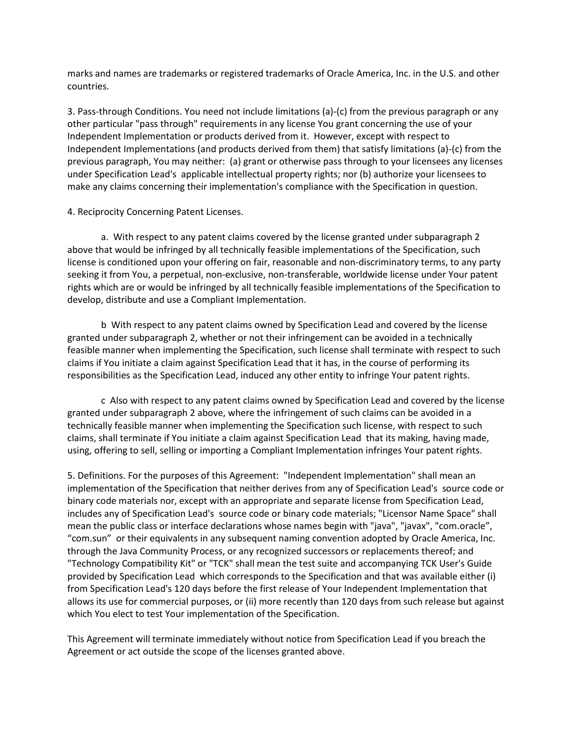marks and names are trademarks or registered trademarks of Oracle America, Inc. in the U.S. and other countries.

3. Pass-through Conditions. You need not include limitations (a)-(c) from the previous paragraph or any other particular "pass through" requirements in any license You grant concerning the use of your Independent Implementation or products derived from it. However, except with respect to Independent Implementations (and products derived from them) that satisfy limitations (a)-(c) from the previous paragraph, You may neither: (a) grant or otherwise pass through to your licensees any licenses under Specification Lead's applicable intellectual property rights; nor (b) authorize your licensees to make any claims concerning their implementation's compliance with the Specification in question.

4. Reciprocity Concerning Patent Licenses.

a. With respect to any patent claims covered by the license granted under subparagraph 2 above that would be infringed by all technically feasible implementations of the Specification, such license is conditioned upon your offering on fair, reasonable and non-discriminatory terms, to any party seeking it from You, a perpetual, non-exclusive, non-transferable, worldwide license under Your patent rights which are or would be infringed by all technically feasible implementations of the Specification to develop, distribute and use a Compliant Implementation.

b With respect to any patent claims owned by Specification Lead and covered by the license granted under subparagraph 2, whether or not their infringement can be avoided in a technically feasible manner when implementing the Specification, such license shall terminate with respect to such claims if You initiate a claim against Specification Lead that it has, in the course of performing its responsibilities as the Specification Lead, induced any other entity to infringe Your patent rights.

c Also with respect to any patent claims owned by Specification Lead and covered by the license granted under subparagraph 2 above, where the infringement of such claims can be avoided in a technically feasible manner when implementing the Specification such license, with respect to such claims, shall terminate if You initiate a claim against Specification Lead that its making, having made, using, offering to sell, selling or importing a Compliant Implementation infringes Your patent rights.

5. Definitions. For the purposes of this Agreement: "Independent Implementation" shall mean an implementation of the Specification that neither derives from any of Specification Lead's source code or binary code materials nor, except with an appropriate and separate license from Specification Lead, includes any of Specification Lead's source code or binary code materials; "Licensor Name Space" shall mean the public class or interface declarations whose names begin with "java", "javax", "com.oracle", "com.sun" or their equivalents in any subsequent naming convention adopted by Oracle America, Inc. through the Java Community Process, or any recognized successors or replacements thereof; and "Technology Compatibility Kit" or "TCK" shall mean the test suite and accompanying TCK User's Guide provided by Specification Lead which corresponds to the Specification and that was available either (i) from Specification Lead's 120 days before the first release of Your Independent Implementation that allows its use for commercial purposes, or (ii) more recently than 120 days from such release but against which You elect to test Your implementation of the Specification.

This Agreement will terminate immediately without notice from Specification Lead if you breach the Agreement or act outside the scope of the licenses granted above.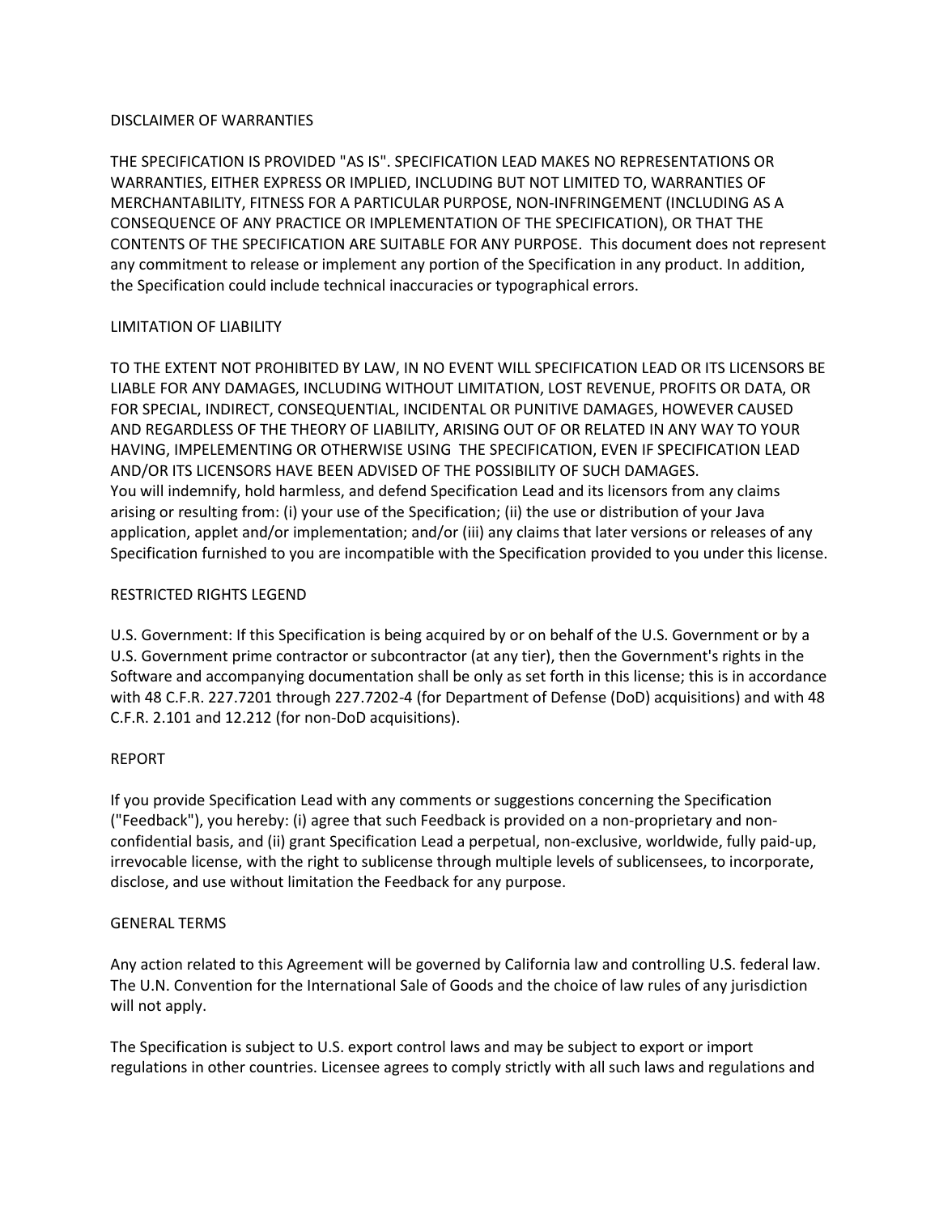DISCLAIMER OF WARRANTIES

THE SPECIFICATION IS PROVIDED "AS IS". SPECIFICATION LEAD MAKES NO REPRESENTATIONS OR WARRANTIES, EITHER EXPRESS OR IMPLIED, INCLUDING BUT NOT LIMITED TO, WARRANTIES OF MERCHANTABILITY, FITNESS FOR A PARTICULAR PURPOSE, NON-INFRINGEMENT (INCLUDING AS A CONSEQUENCE OF ANY PRACTICE OR IMPLEMENTATION OF THE SPECIFICATION), OR THAT THE CONTENTS OF THE SPECIFICATION ARE SUITABLE FOR ANY PURPOSE. This document does not represent any commitment to release or implement any portion of the Specification in any product. In addition, the Specification could include technical inaccuracies or typographical errors.

LIMITATION OF LIABILITY

TO THE EXTENT NOT PROHIBITED BY LAW, IN NO EVENT WILL SPECIFICATION LEAD OR ITS LICENSORS BE LIABLE FOR ANY DAMAGES, INCLUDING WITHOUT LIMITATION, LOST REVENUE, PROFITS OR DATA, OR FOR SPECIAL, INDIRECT, CONSEQUENTIAL, INCIDENTAL OR PUNITIVE DAMAGES, HOWEVER CAUSED AND REGARDLESS OF THE THEORY OF LIABILITY, ARISING OUT OF OR RELATED IN ANY WAY TO YOUR HAVING, IMPELEMENTING OR OTHERWISE USING THE SPECIFICATION, EVEN IF SPECIFICATION LEAD AND/OR ITS LICENSORS HAVE BEEN ADVISED OF THE POSSIBILITY OF SUCH DAMAGES.
You will indemnify, hold harmless, and defend Specification Lead and its licensors from any claims arising or resulting from: (i) your use of the Specification; (ii) the use or distribution of your Java application, applet and/or implementation; and/or (iii) any claims that later versions or releases of any Specification furnished to you are incompatible with the Specification provided to you under this license.

RESTRICTED RIGHTS LEGEND

U.S. Government: If this Specification is being acquired by or on behalf of the U.S. Government or by a U.S. Government prime contractor or subcontractor (at any tier), then the Government's rights in the Software and accompanying documentation shall be only as set forth in this license; this is in accordance with 48 C.F.R. 227.7201 through 227.7202-4 (for Department of Defense (DoD) acquisitions) and with 48 C.F.R. 2.101 and 12.212 (for non-DoD acquisitions).

REPORT

If you provide Specification Lead with any comments or suggestions concerning the Specification ("Feedback"), you hereby: (i) agree that such Feedback is provided on a non-proprietary and non-confidential basis, and (ii) grant Specification Lead a perpetual, non-exclusive, worldwide, fully paid-up, irrevocable license, with the right to sublicense through multiple levels of sublicensees, to incorporate, disclose, and use without limitation the Feedback for any purpose.

GENERAL TERMS

Any action related to this Agreement will be governed by California law and controlling U.S. federal law. The U.N. Convention for the International Sale of Goods and the choice of law rules of any jurisdiction will not apply.

The Specification is subject to U.S. export control laws and may be subject to export or import regulations in other countries. Licensee agrees to comply strictly with all such laws and regulations and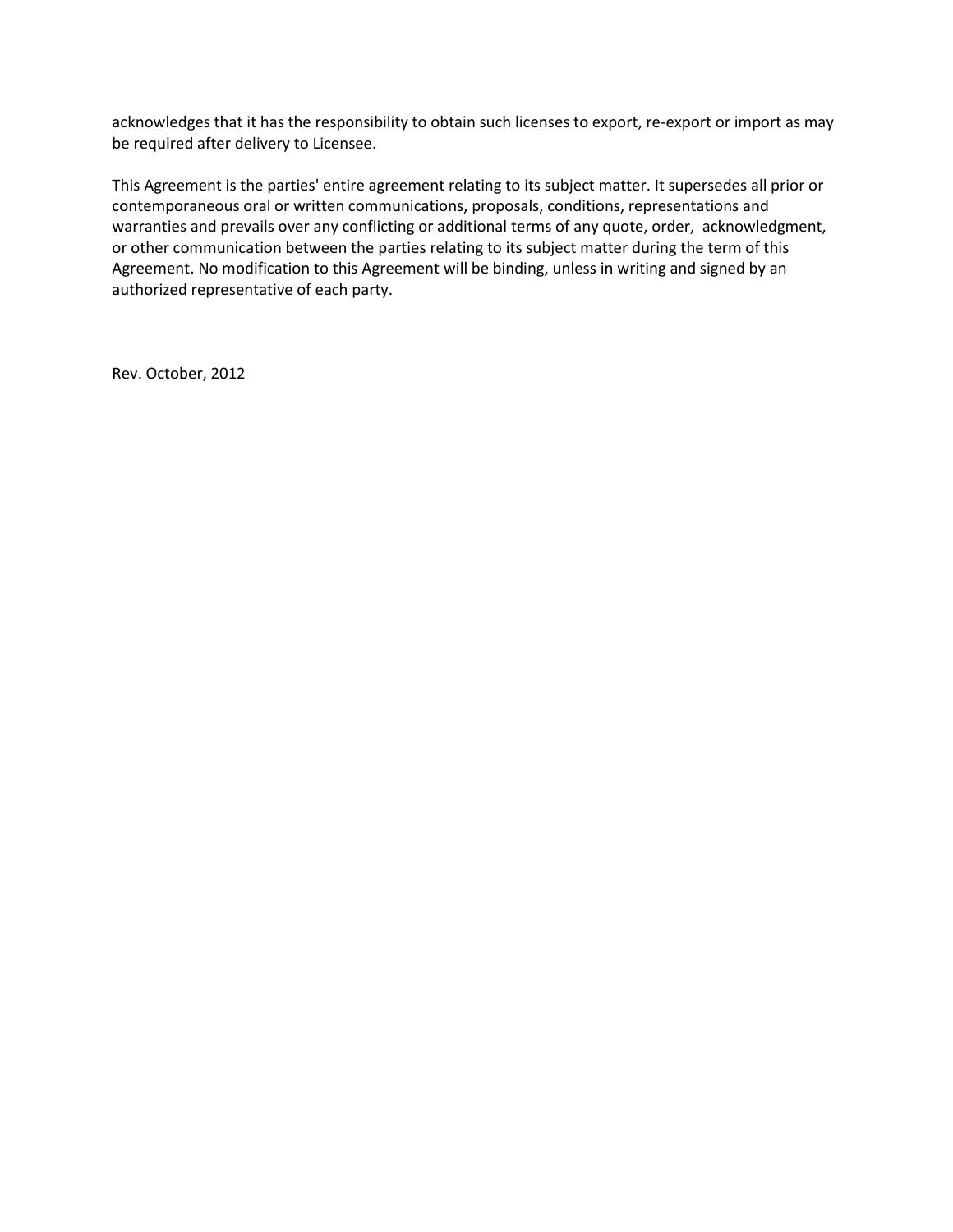acknowledges that it has the responsibility to obtain such licenses to export, re-export or import as may be required after delivery to Licensee.

This Agreement is the parties' entire agreement relating to its subject matter. It supersedes all prior or contemporaneous oral or written communications, proposals, conditions, representations and warranties and prevails over any conflicting or additional terms of any quote, order, acknowledgment, or other communication between the parties relating to its subject matter during the term of this Agreement. No modification to this Agreement will be binding, unless in writing and signed by an authorized representative of each party.

Rev. October, 2012